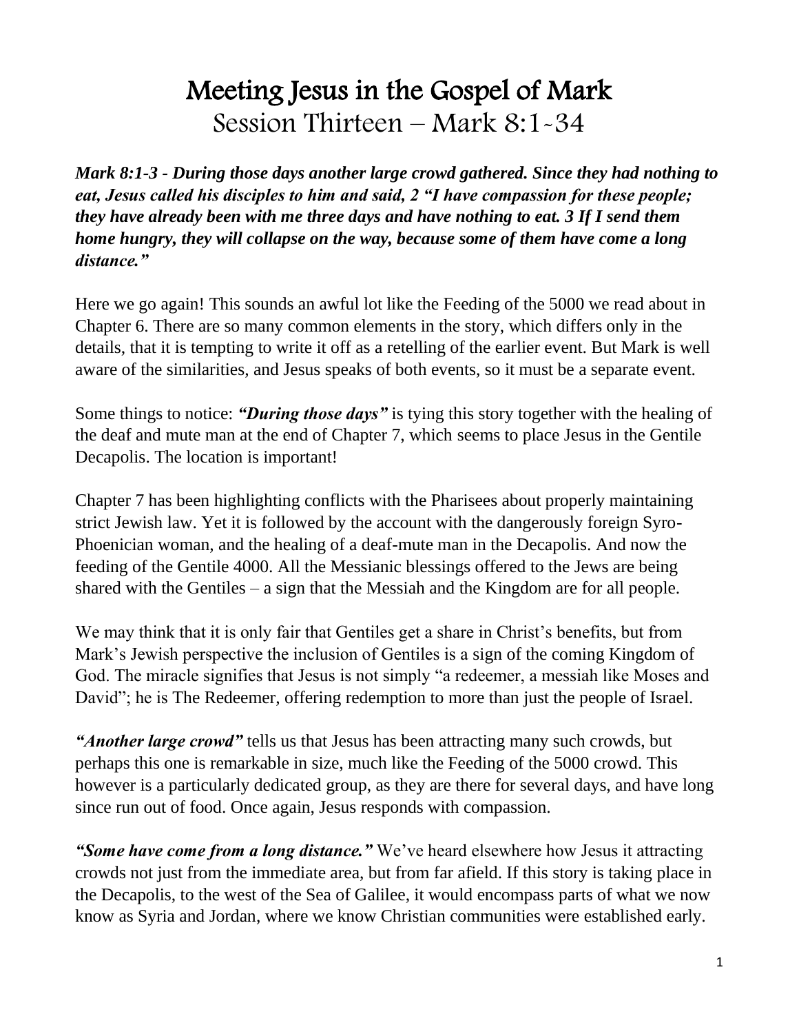# Meeting Jesus in the Gospel of Mark

## Session Thirteen – Mark 8:1-34

***Mark 8:1-3 - During those days another large crowd gathered. Since they had nothing to eat, Jesus called his disciples to him and said, 2 "I have compassion for these people; they have already been with me three days and have nothing to eat. 3 If I send them home hungry, they will collapse on the way, because some of them have come a long distance."***

Here we go again! This sounds an awful lot like the Feeding of the 5000 we read about in Chapter 6. There are so many common elements in the story, which differs only in the details, that it is tempting to write it off as a retelling of the earlier event. But Mark is well aware of the similarities, and Jesus speaks of both events, so it must be a separate event.

Some things to notice: ***"During those days"*** is tying this story together with the healing of the deaf and mute man at the end of Chapter 7, which seems to place Jesus in the Gentile Decapolis. The location is important!

Chapter 7 has been highlighting conflicts with the Pharisees about properly maintaining strict Jewish law. Yet it is followed by the account with the dangerously foreign Syro-Phoenician woman, and the healing of a deaf-mute man in the Decapolis. And now the feeding of the Gentile 4000. All the Messianic blessings offered to the Jews are being shared with the Gentiles – a sign that the Messiah and the Kingdom are for all people.

We may think that it is only fair that Gentiles get a share in Christ's benefits, but from Mark's Jewish perspective the inclusion of Gentiles is a sign of the coming Kingdom of God. The miracle signifies that Jesus is not simply "a redeemer, a messiah like Moses and David"; he is The Redeemer, offering redemption to more than just the people of Israel.

***"Another large crowd"*** tells us that Jesus has been attracting many such crowds, but perhaps this one is remarkable in size, much like the Feeding of the 5000 crowd. This however is a particularly dedicated group, as they are there for several days, and have long since run out of food. Once again, Jesus responds with compassion.

***"Some have come from a long distance."*** We've heard elsewhere how Jesus it attracting crowds not just from the immediate area, but from far afield. If this story is taking place in the Decapolis, to the west of the Sea of Galilee, it would encompass parts of what we now know as Syria and Jordan, where we know Christian communities were established early.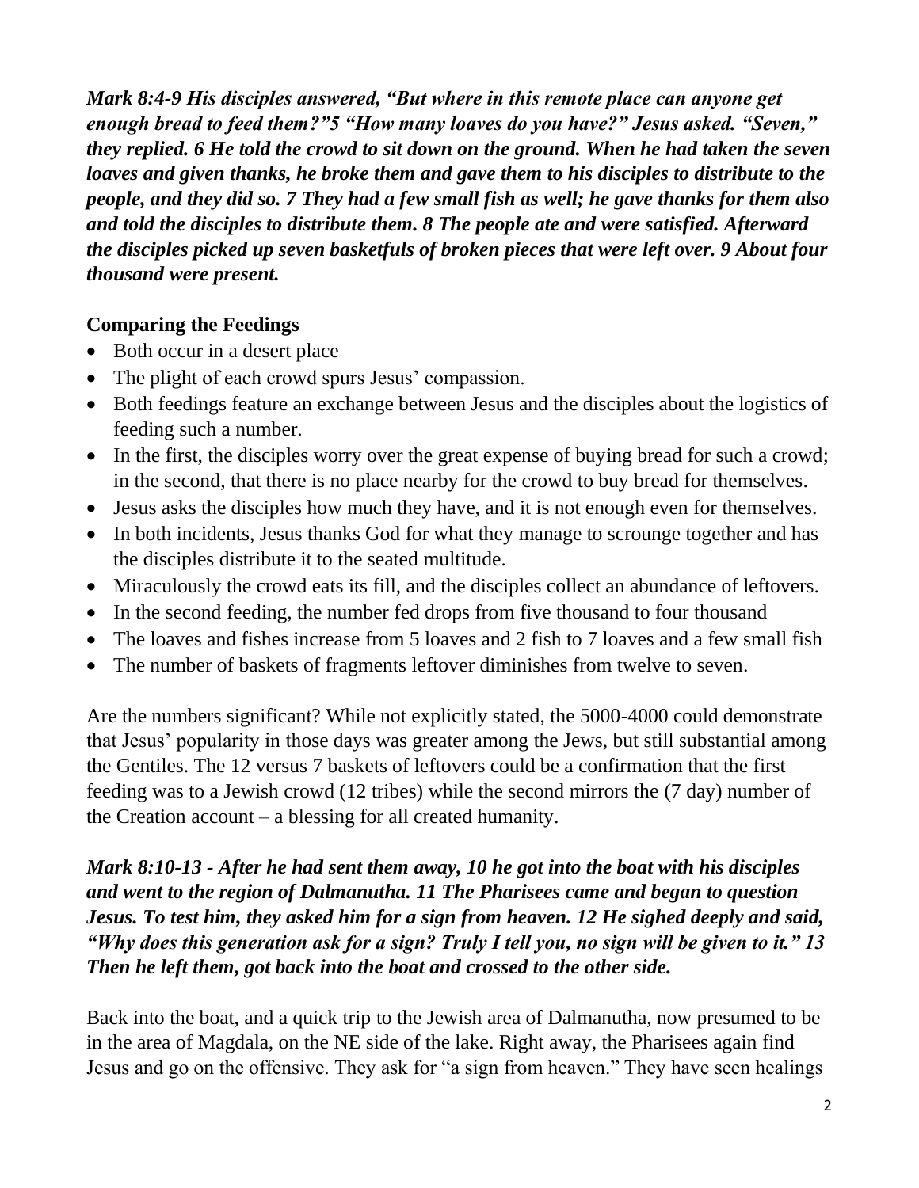***Mark 8:4-9 His disciples answered, "But where in this remote place can anyone get enough bread to feed them?"5 "How many loaves do you have?" Jesus asked. "Seven," they replied. 6 He told the crowd to sit down on the ground. When he had taken the seven loaves and given thanks, he broke them and gave them to his disciples to distribute to the people, and they did so. 7 They had a few small fish as well; he gave thanks for them also and told the disciples to distribute them. 8 The people ate and were satisfied. Afterward the disciples picked up seven basketfuls of broken pieces that were left over. 9 About four thousand were present.***

**Comparing the Feedings**

- Both occur in a desert place
- The plight of each crowd spurs Jesus' compassion.
- Both feedings feature an exchange between Jesus and the disciples about the logistics of feeding such a number.
- In the first, the disciples worry over the great expense of buying bread for such a crowd; in the second, that there is no place nearby for the crowd to buy bread for themselves.
- Jesus asks the disciples how much they have, and it is not enough even for themselves.
- In both incidents, Jesus thanks God for what they manage to scrounge together and has the disciples distribute it to the seated multitude.
- Miraculously the crowd eats its fill, and the disciples collect an abundance of leftovers.
- In the second feeding, the number fed drops from five thousand to four thousand
- The loaves and fishes increase from 5 loaves and 2 fish to 7 loaves and a few small fish
- The number of baskets of fragments leftover diminishes from twelve to seven.

Are the numbers significant? While not explicitly stated, the 5000-4000 could demonstrate that Jesus' popularity in those days was greater among the Jews, but still substantial among the Gentiles. The 12 versus 7 baskets of leftovers could be a confirmation that the first feeding was to a Jewish crowd (12 tribes) while the second mirrors the (7 day) number of the Creation account – a blessing for all created humanity.

***Mark 8:10-13 - After he had sent them away, 10 he got into the boat with his disciples and went to the region of Dalmanutha. 11 The Pharisees came and began to question Jesus. To test him, they asked him for a sign from heaven. 12 He sighed deeply and said, "Why does this generation ask for a sign? Truly I tell you, no sign will be given to it." 13 Then he left them, got back into the boat and crossed to the other side.***

Back into the boat, and a quick trip to the Jewish area of Dalmanutha, now presumed to be in the area of Magdala, on the NE side of the lake. Right away, the Pharisees again find Jesus and go on the offensive. They ask for "a sign from heaven." They have seen healings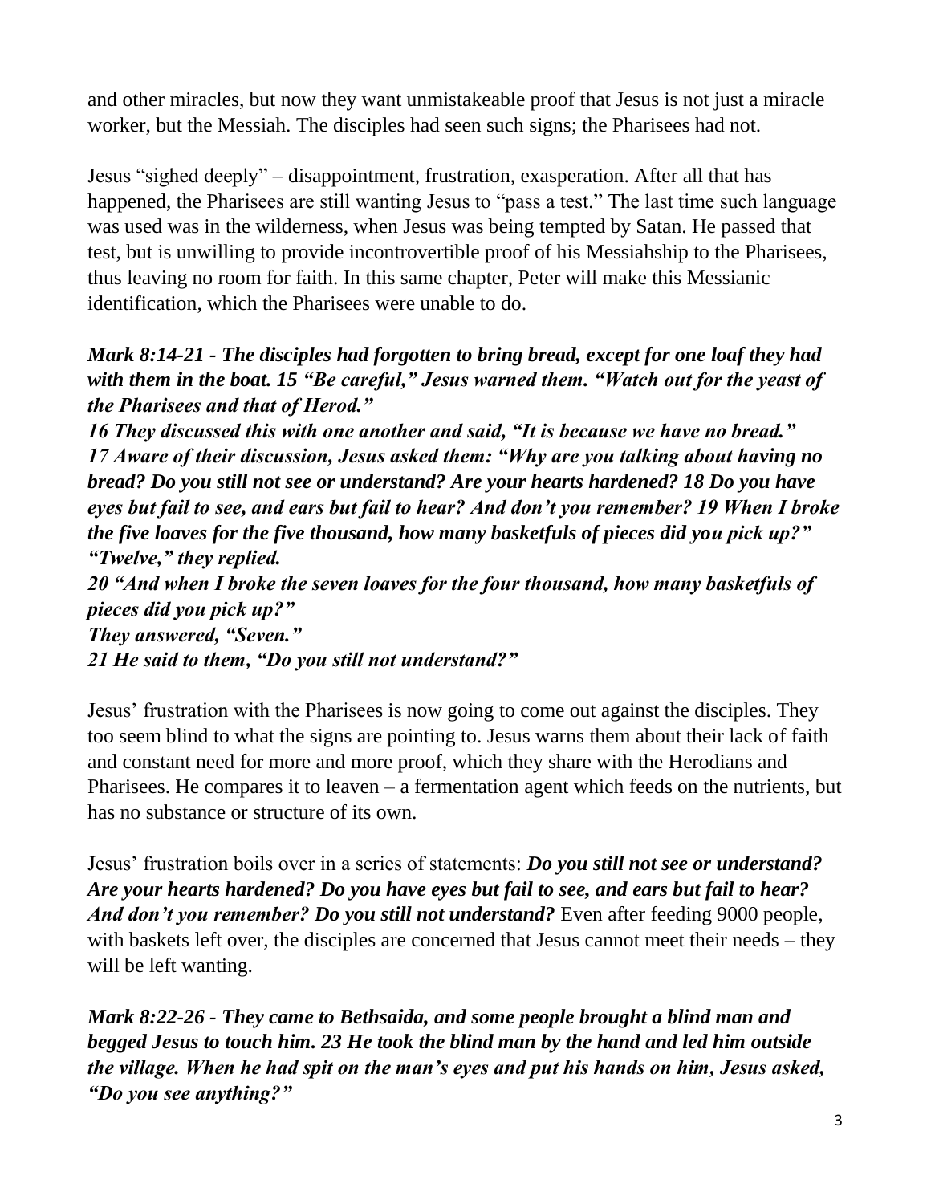and other miracles, but now they want unmistakeable proof that Jesus is not just a miracle worker, but the Messiah. The disciples had seen such signs; the Pharisees had not.

Jesus "sighed deeply" – disappointment, frustration, exasperation. After all that has happened, the Pharisees are still wanting Jesus to "pass a test." The last time such language was used was in the wilderness, when Jesus was being tempted by Satan. He passed that test, but is unwilling to provide incontrovertible proof of his Messiahship to the Pharisees, thus leaving no room for faith. In this same chapter, Peter will make this Messianic identification, which the Pharisees were unable to do.

***Mark 8:14-21 - The disciples had forgotten to bring bread, except for one loaf they had with them in the boat. 15 "Be careful," Jesus warned them. "Watch out for the yeast of the Pharisees and that of Herod."***
***16 They discussed this with one another and said, "It is because we have no bread."***
***17 Aware of their discussion, Jesus asked them: "Why are you talking about having no bread? Do you still not see or understand? Are your hearts hardened? 18 Do you have eyes but fail to see, and ears but fail to hear? And don't you remember? 19 When I broke the five loaves for the five thousand, how many basketfuls of pieces did you pick up?"***
***"Twelve," they replied.***
***20 "And when I broke the seven loaves for the four thousand, how many basketfuls of pieces did you pick up?"***
***They answered, "Seven."***
***21 He said to them, "Do you still not understand?"***

Jesus' frustration with the Pharisees is now going to come out against the disciples. They too seem blind to what the signs are pointing to. Jesus warns them about their lack of faith and constant need for more and more proof, which they share with the Herodians and Pharisees. He compares it to leaven – a fermentation agent which feeds on the nutrients, but has no substance or structure of its own.

Jesus' frustration boils over in a series of statements: ***Do you still not see or understand? Are your hearts hardened? Do you have eyes but fail to see, and ears but fail to hear? And don't you remember? Do you still not understand?*** Even after feeding 9000 people, with baskets left over, the disciples are concerned that Jesus cannot meet their needs – they will be left wanting.

***Mark 8:22-26 - They came to Bethsaida, and some people brought a blind man and begged Jesus to touch him. 23 He took the blind man by the hand and led him outside the village. When he had spit on the man's eyes and put his hands on him, Jesus asked, "Do you see anything?"***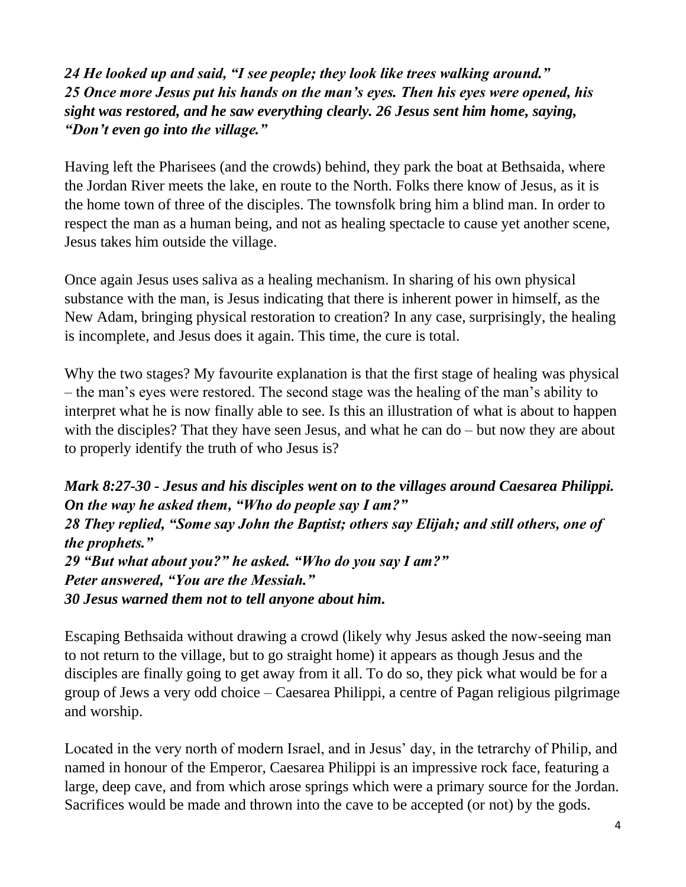***24 He looked up and said, "I see people; they look like trees walking around."***
***25 Once more Jesus put his hands on the man's eyes. Then his eyes were opened, his sight was restored, and he saw everything clearly. 26 Jesus sent him home, saying, "Don't even go into the village."***

Having left the Pharisees (and the crowds) behind, they park the boat at Bethsaida, where the Jordan River meets the lake, en route to the North. Folks there know of Jesus, as it is the home town of three of the disciples. The townsfolk bring him a blind man. In order to respect the man as a human being, and not as healing spectacle to cause yet another scene, Jesus takes him outside the village.

Once again Jesus uses saliva as a healing mechanism. In sharing of his own physical substance with the man, is Jesus indicating that there is inherent power in himself, as the New Adam, bringing physical restoration to creation? In any case, surprisingly, the healing is incomplete, and Jesus does it again. This time, the cure is total.

Why the two stages? My favourite explanation is that the first stage of healing was physical – the man's eyes were restored. The second stage was the healing of the man's ability to interpret what he is now finally able to see. Is this an illustration of what is about to happen with the disciples? That they have seen Jesus, and what he can do – but now they are about to properly identify the truth of who Jesus is?

***Mark 8:27-30 - Jesus and his disciples went on to the villages around Caesarea Philippi. On the way he asked them, "Who do people say I am?"***
***28 They replied, "Some say John the Baptist; others say Elijah; and still others, one of the prophets."***
***29 "But what about you?" he asked. "Who do you say I am?"***
***Peter answered, "You are the Messiah."***
***30 Jesus warned them not to tell anyone about him.***

Escaping Bethsaida without drawing a crowd (likely why Jesus asked the now-seeing man to not return to the village, but to go straight home) it appears as though Jesus and the disciples are finally going to get away from it all. To do so, they pick what would be for a group of Jews a very odd choice – Caesarea Philippi, a centre of Pagan religious pilgrimage and worship.

Located in the very north of modern Israel, and in Jesus' day, in the tetrarchy of Philip, and named in honour of the Emperor, Caesarea Philippi is an impressive rock face, featuring a large, deep cave, and from which arose springs which were a primary source for the Jordan. Sacrifices would be made and thrown into the cave to be accepted (or not) by the gods.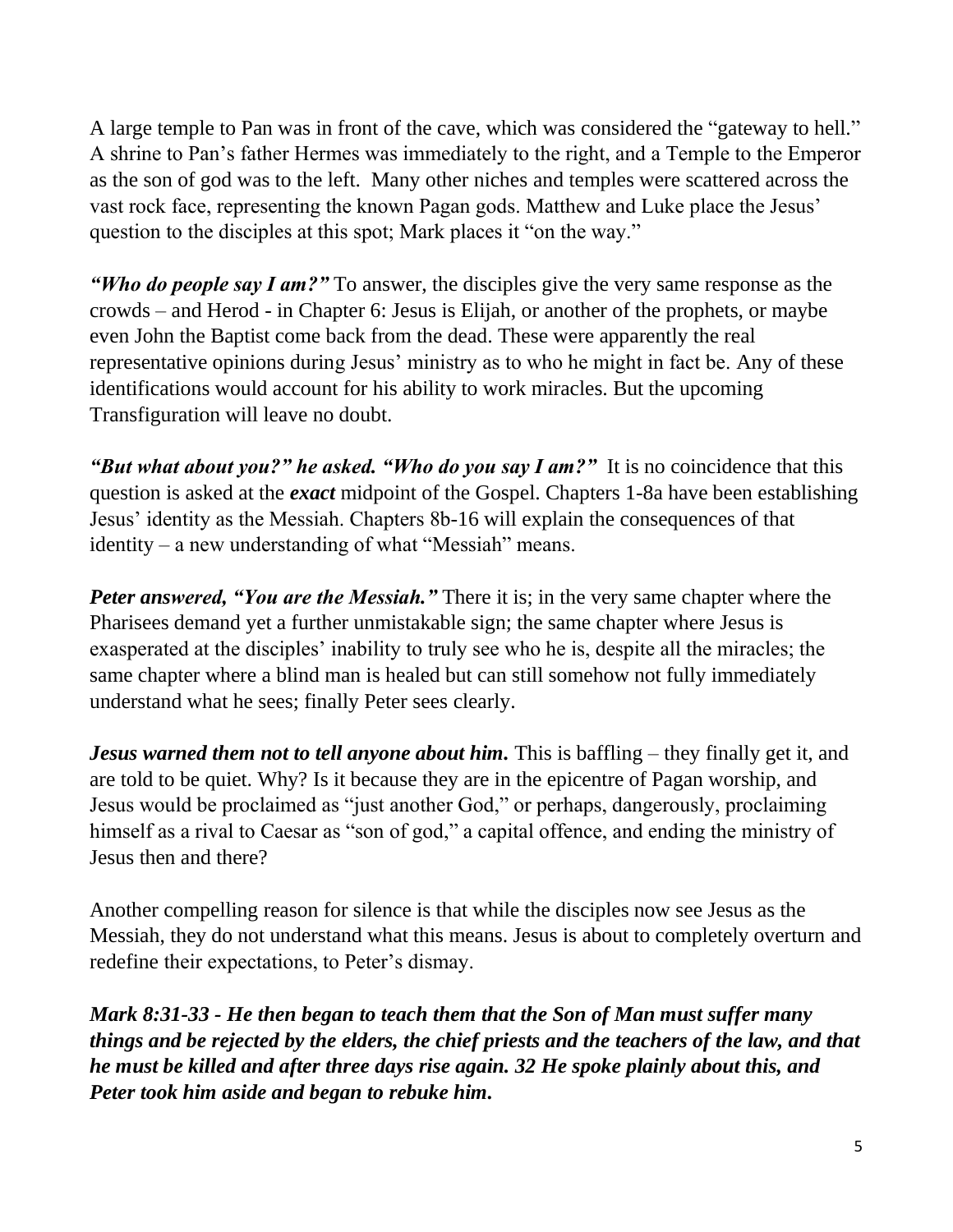A large temple to Pan was in front of the cave, which was considered the "gateway to hell." A shrine to Pan's father Hermes was immediately to the right, and a Temple to the Emperor as the son of god was to the left. Many other niches and temples were scattered across the vast rock face, representing the known Pagan gods. Matthew and Luke place the Jesus' question to the disciples at this spot; Mark places it "on the way."

***"Who do people say I am?"*** To answer, the disciples give the very same response as the crowds – and Herod - in Chapter 6: Jesus is Elijah, or another of the prophets, or maybe even John the Baptist come back from the dead. These were apparently the real representative opinions during Jesus' ministry as to who he might in fact be. Any of these identifications would account for his ability to work miracles. But the upcoming Transfiguration will leave no doubt.

***"But what about you?" he asked. "Who do you say I am?"*** It is no coincidence that this question is asked at the ***exact*** midpoint of the Gospel. Chapters 1-8a have been establishing Jesus' identity as the Messiah. Chapters 8b-16 will explain the consequences of that identity – a new understanding of what "Messiah" means.

***Peter answered, "You are the Messiah."*** There it is; in the very same chapter where the Pharisees demand yet a further unmistakable sign; the same chapter where Jesus is exasperated at the disciples' inability to truly see who he is, despite all the miracles; the same chapter where a blind man is healed but can still somehow not fully immediately understand what he sees; finally Peter sees clearly.

***Jesus warned them not to tell anyone about him.*** This is baffling – they finally get it, and are told to be quiet. Why? Is it because they are in the epicentre of Pagan worship, and Jesus would be proclaimed as "just another God," or perhaps, dangerously, proclaiming himself as a rival to Caesar as "son of god," a capital offence, and ending the ministry of Jesus then and there?

Another compelling reason for silence is that while the disciples now see Jesus as the Messiah, they do not understand what this means. Jesus is about to completely overturn and redefine their expectations, to Peter's dismay.

***Mark 8:31-33 - He then began to teach them that the Son of Man must suffer many things and be rejected by the elders, the chief priests and the teachers of the law, and that he must be killed and after three days rise again. 32 He spoke plainly about this, and Peter took him aside and began to rebuke him.***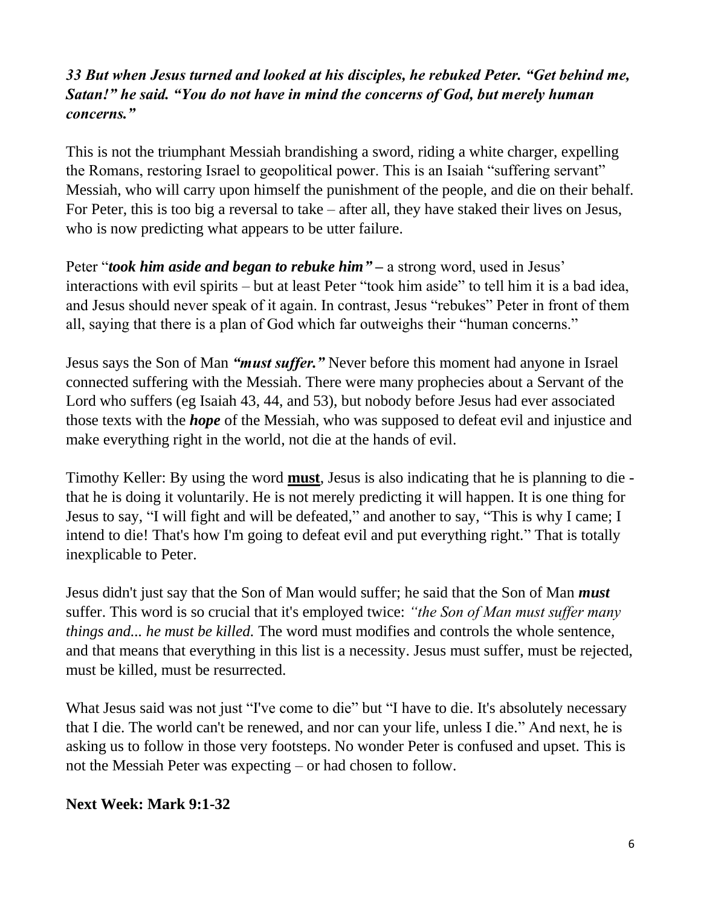***33 But when Jesus turned and looked at his disciples, he rebuked Peter. "Get behind me, Satan!" he said. "You do not have in mind the concerns of God, but merely human concerns."***

This is not the triumphant Messiah brandishing a sword, riding a white charger, expelling the Romans, restoring Israel to geopolitical power. This is an Isaiah "suffering servant" Messiah, who will carry upon himself the punishment of the people, and die on their behalf. For Peter, this is too big a reversal to take – after all, they have staked their lives on Jesus, who is now predicting what appears to be utter failure.

Peter "***took him aside and began to rebuke him" –*** a strong word, used in Jesus' interactions with evil spirits – but at least Peter "took him aside" to tell him it is a bad idea, and Jesus should never speak of it again. In contrast, Jesus "rebukes" Peter in front of them all, saying that there is a plan of God which far outweighs their "human concerns."

Jesus says the Son of Man ***"must suffer."*** Never before this moment had anyone in Israel connected suffering with the Messiah. There were many prophecies about a Servant of the Lord who suffers (eg Isaiah 43, 44, and 53), but nobody before Jesus had ever associated those texts with the ***hope*** of the Messiah, who was supposed to defeat evil and injustice and make everything right in the world, not die at the hands of evil.

Timothy Keller: By using the word <u>**must**</u>, Jesus is also indicating that he is planning to die - that he is doing it voluntarily. He is not merely predicting it will happen. It is one thing for Jesus to say, "I will fight and will be defeated," and another to say, "This is why I came; I intend to die! That's how I'm going to defeat evil and put everything right." That is totally inexplicable to Peter.

Jesus didn't just say that the Son of Man would suffer; he said that the Son of Man ***must*** suffer. This word is so crucial that it's employed twice: *"the Son of Man must suffer many things and... he must be killed.* The word must modifies and controls the whole sentence, and that means that everything in this list is a necessity. Jesus must suffer, must be rejected, must be killed, must be resurrected.

What Jesus said was not just "I've come to die" but "I have to die. It's absolutely necessary that I die. The world can't be renewed, and nor can your life, unless I die." And next, he is asking us to follow in those very footsteps. No wonder Peter is confused and upset. This is not the Messiah Peter was expecting – or had chosen to follow.

**Next Week: Mark 9:1-32**